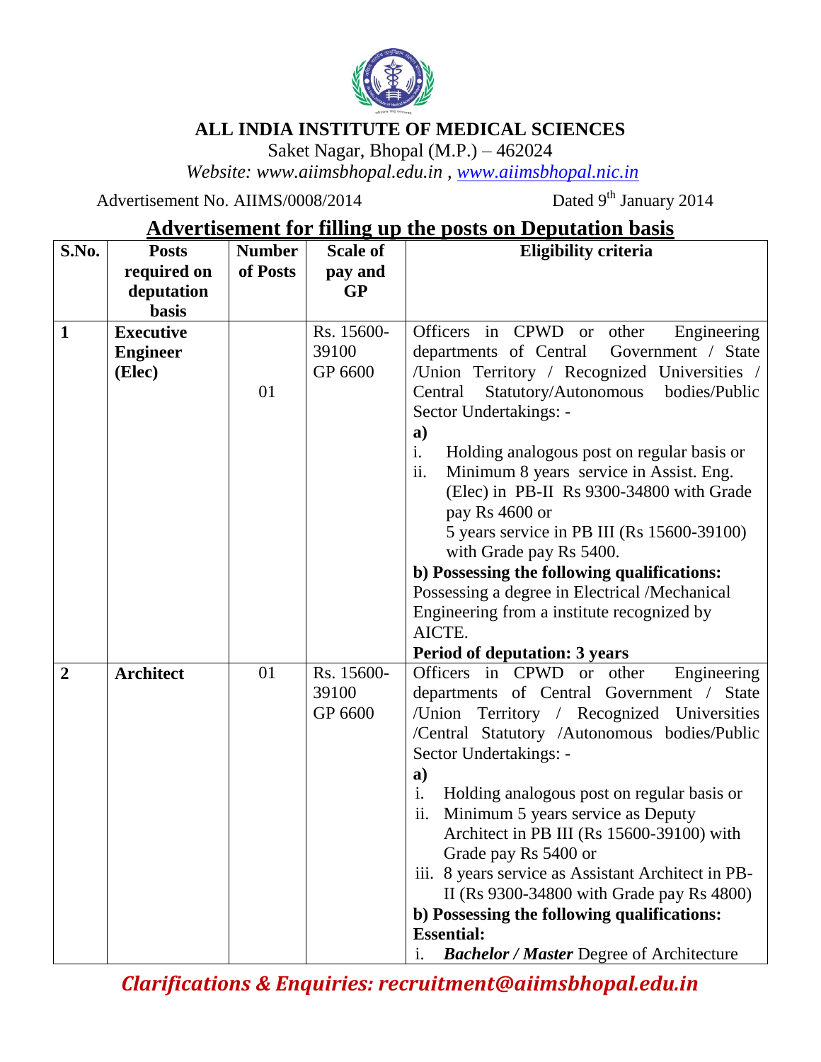# ALL INDIA INSTITUTE OF MEDICAL SCIENCES

Saket Nagar, Bhopal (M.P.) – 462024

*Website: www.aiimsbhopal.edu.in , www.aiimsbhopal.nic.in*

Advertisement No. AIIMS/0008/2014 Dated 9th January 2014

## Advertisement for filling up the posts on Deputation basis

| S.No. | Posts required on deputation basis | Number of Posts | Scale of pay and GP | Eligibility criteria |
|---|---|---|---|---|
| 1 | **Executive Engineer (Elec)** | 01 | Rs. 15600-39100 GP 6600 | Officers in CPWD or other Engineering departments of Central Government / State /Union Territory / Recognized Universities / Central Statutory/Autonomous bodies/Public Sector Undertakings: -<br>**a)**<br>i. Holding analogous post on regular basis or<br>ii. Minimum 8 years service in Assist. Eng. (Elec) in PB-II Rs 9300-34800 with Grade pay Rs 4600 or<br>5 years service in PB III (Rs 15600-39100) with Grade pay Rs 5400.<br>**b) Possessing the following qualifications:**<br>Possessing a degree in Electrical /Mechanical Engineering from a institute recognized by AICTE.<br>**Period of deputation: 3 years** |
| 2 | **Architect** | 01 | Rs. 15600-39100 GP 6600 | Officers in CPWD or other Engineering departments of Central Government / State /Union Territory / Recognized Universities /Central Statutory /Autonomous bodies/Public Sector Undertakings: -<br>**a)**<br>i. Holding analogous post on regular basis or<br>ii. Minimum 5 years service as Deputy Architect in PB III (Rs 15600-39100) with Grade pay Rs 5400 or<br>iii. 8 years service as Assistant Architect in PB-II (Rs 9300-34800 with Grade pay Rs 4800)<br>**b) Possessing the following qualifications:**<br>**Essential:**<br>i. ***Bachelor / Master*** Degree of Architecture |

***Clarifications & Enquiries: recruitment@aiimsbhopal.edu.in***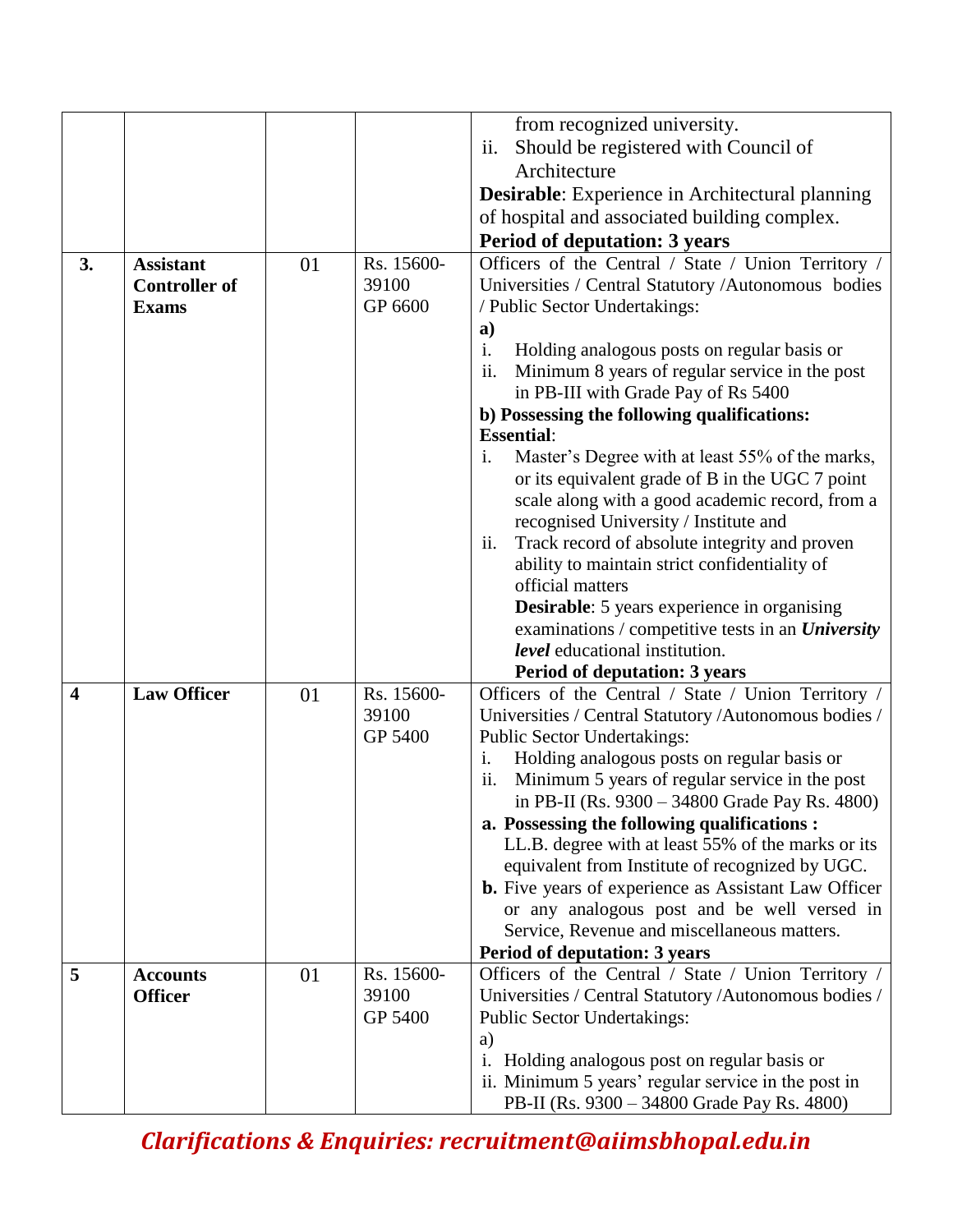| | | | | |
|---|---|---|---|---|
| | | | | from recognized university.<br>ii. Should be registered with Council of Architecture<br>**Desirable**: Experience in Architectural planning of hospital and associated building complex.<br>**Period of deputation: 3 years** |
| **3.** | **Assistant Controller of Exams** | 01 | Rs. 15600-39100 GP 6600 | Officers of the Central / State / Union Territory / Universities / Central Statutory /Autonomous bodies / Public Sector Undertakings:<br>**a)**<br>i. Holding analogous posts on regular basis or<br>ii. Minimum 8 years of regular service in the post in PB-III with Grade Pay of Rs 5400<br>**b) Possessing the following qualifications:**<br>**Essential**:<br>i. Master's Degree with at least 55% of the marks, or its equivalent grade of B in the UGC 7 point scale along with a good academic record, from a recognised University / Institute and<br>ii. Track record of absolute integrity and proven ability to maintain strict confidentiality of official matters<br>**Desirable**: 5 years experience in organising examinations / competitive tests in an ***University level*** educational institution.<br>**Period of deputation: 3 years** |
| **4** | **Law Officer** | 01 | Rs. 15600-39100 GP 5400 | Officers of the Central / State / Union Territory / Universities / Central Statutory /Autonomous bodies / Public Sector Undertakings:<br>i. Holding analogous posts on regular basis or<br>ii. Minimum 5 years of regular service in the post in PB-II (Rs. 9300 – 34800 Grade Pay Rs. 4800)<br>**a. Possessing the following qualifications :** LL.B. degree with at least 55% of the marks or its equivalent from Institute of recognized by UGC.<br>**b.** Five years of experience as Assistant Law Officer or any analogous post and be well versed in Service, Revenue and miscellaneous matters.<br>**Period of deputation: 3 years** |
| **5** | **Accounts Officer** | 01 | Rs. 15600-39100 GP 5400 | Officers of the Central / State / Union Territory / Universities / Central Statutory /Autonomous bodies / Public Sector Undertakings:<br>a)<br>i. Holding analogous post on regular basis or<br>ii. Minimum 5 years' regular service in the post in PB-II (Rs. 9300 – 34800 Grade Pay Rs. 4800) |

***Clarifications & Enquiries: recruitment@aiimsbhopal.edu.in***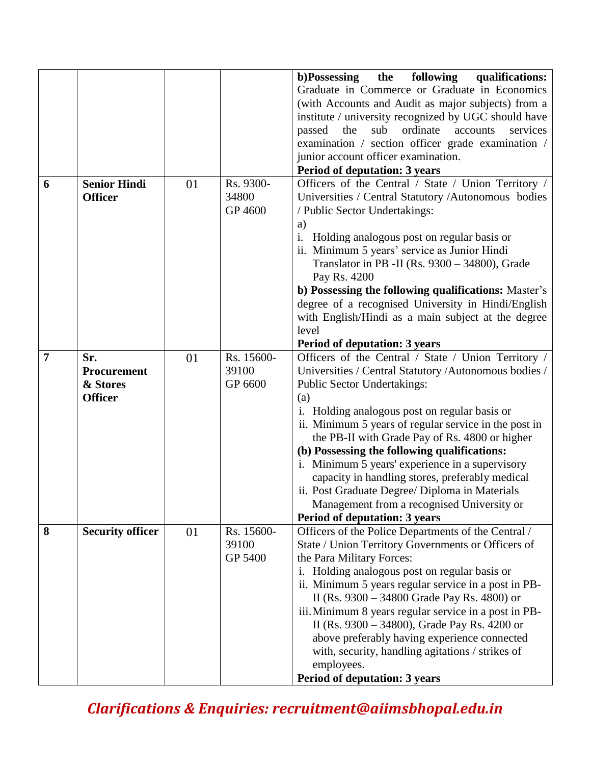| | | | | |
|---|---|---|---|---|
| | | | | **b)Possessing the following qualifications:** Graduate in Commerce or Graduate in Economics (with Accounts and Audit as major subjects) from a institute / university recognized by UGC should have passed the sub ordinate accounts services examination / section officer grade examination / junior account officer examination.<br>**Period of deputation: 3 years** |
| **6** | **Senior Hindi Officer** | 01 | Rs. 9300-34800 GP 4600 | Officers of the Central / State / Union Territory / Universities / Central Statutory /Autonomous bodies / Public Sector Undertakings:<br>a)<br>i. Holding analogous post on regular basis or<br>ii. Minimum 5 years' service as Junior Hindi Translator in PB -II (Rs. 9300 – 34800), Grade Pay Rs. 4200<br>**b) Possessing the following qualifications:** Master's degree of a recognised University in Hindi/English with English/Hindi as a main subject at the degree level<br>**Period of deputation: 3 years** |
| **7** | **Sr. Procurement & Stores Officer** | 01 | Rs. 15600-39100 GP 6600 | Officers of the Central / State / Union Territory / Universities / Central Statutory /Autonomous bodies / Public Sector Undertakings:<br>(a)<br>i. Holding analogous post on regular basis or<br>ii. Minimum 5 years of regular service in the post in the PB-II with Grade Pay of Rs. 4800 or higher<br>**(b) Possessing the following qualifications:**<br>i. Minimum 5 years' experience in a supervisory capacity in handling stores, preferably medical<br>ii. Post Graduate Degree/ Diploma in Materials Management from a recognised University or<br>**Period of deputation: 3 years** |
| **8** | **Security officer** | 01 | Rs. 15600-39100 GP 5400 | Officers of the Police Departments of the Central / State / Union Territory Governments or Officers of the Para Military Forces:<br>i. Holding analogous post on regular basis or<br>ii. Minimum 5 years regular service in a post in PB-II (Rs. 9300 – 34800 Grade Pay Rs. 4800) or<br>iii. Minimum 8 years regular service in a post in PB-II (Rs. 9300 – 34800), Grade Pay Rs. 4200 or above preferably having experience connected with, security, handling agitations / strikes of employees.<br>**Period of deputation: 3 years** |

***Clarifications & Enquiries: recruitment@aiimsbhopal.edu.in***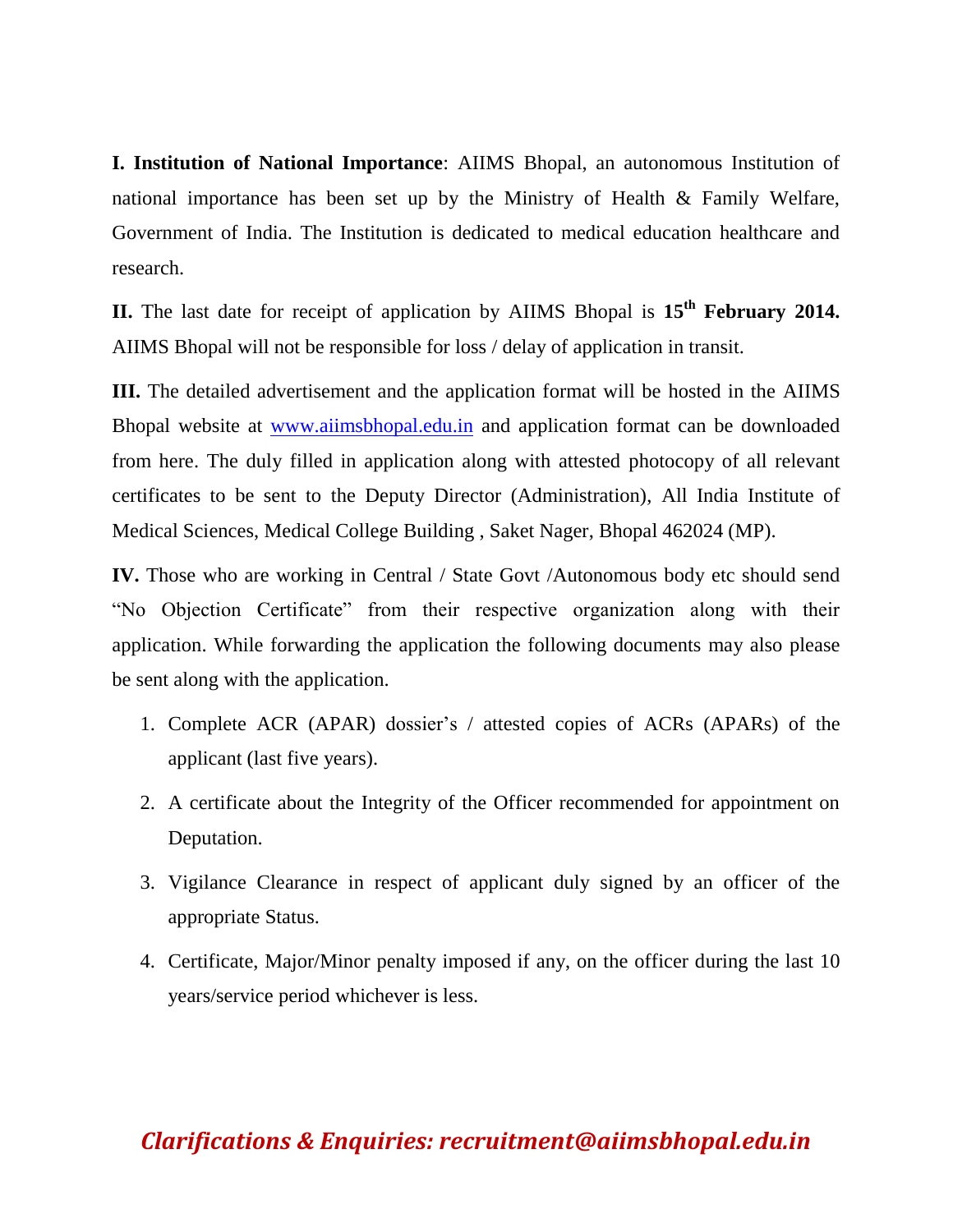**I. Institution of National Importance**: AIIMS Bhopal, an autonomous Institution of national importance has been set up by the Ministry of Health & Family Welfare, Government of India. The Institution is dedicated to medical education healthcare and research.

**II.** The last date for receipt of application by AIIMS Bhopal is **15th February 2014.** AIIMS Bhopal will not be responsible for loss / delay of application in transit.

**III.** The detailed advertisement and the application format will be hosted in the AIIMS Bhopal website at [www.aiimsbhopal.edu.in](http://www.aiimsbhopal.edu.in) and application format can be downloaded from here. The duly filled in application along with attested photocopy of all relevant certificates to be sent to the Deputy Director (Administration), All India Institute of Medical Sciences, Medical College Building , Saket Nager, Bhopal 462024 (MP).

**IV.** Those who are working in Central / State Govt /Autonomous body etc should send "No Objection Certificate" from their respective organization along with their application. While forwarding the application the following documents may also please be sent along with the application.

1. Complete ACR (APAR) dossier's / attested copies of ACRs (APARs) of the applicant (last five years).
2. A certificate about the Integrity of the Officer recommended for appointment on Deputation.
3. Vigilance Clearance in respect of applicant duly signed by an officer of the appropriate Status.
4. Certificate, Major/Minor penalty imposed if any, on the officer during the last 10 years/service period whichever is less.

***Clarifications & Enquiries: recruitment@aiimsbhopal.edu.in***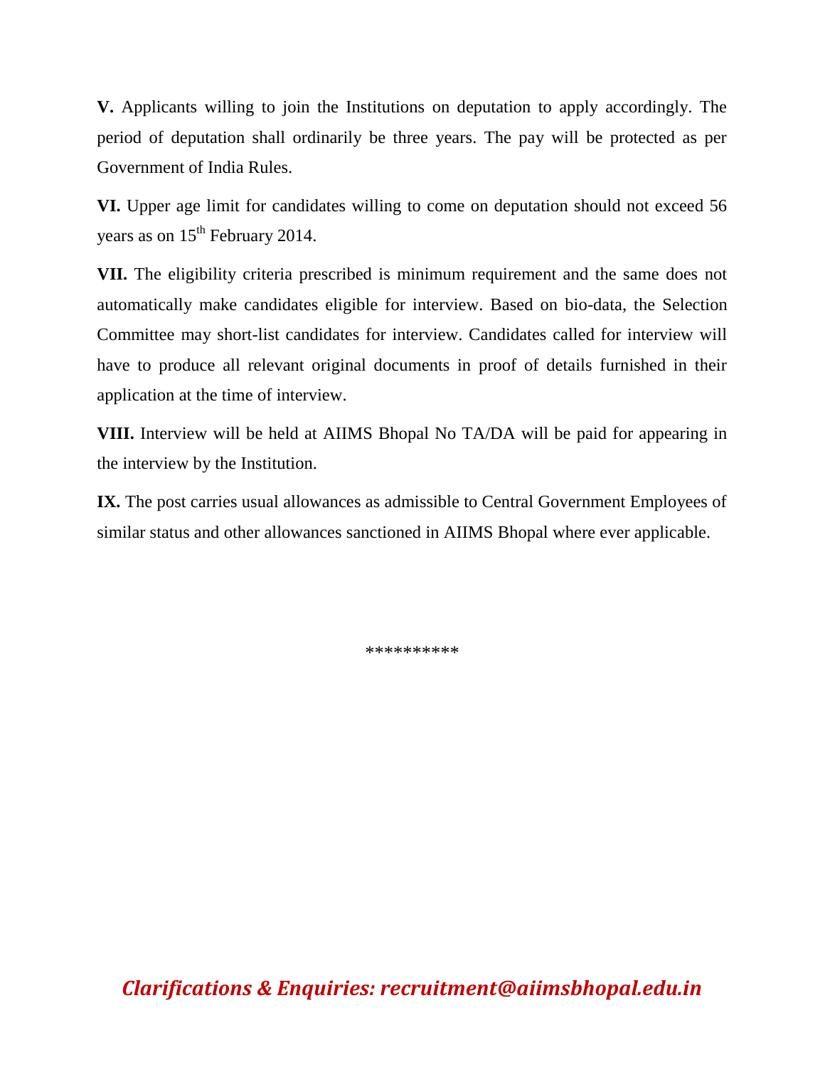**V.** Applicants willing to join the Institutions on deputation to apply accordingly. The period of deputation shall ordinarily be three years. The pay will be protected as per Government of India Rules.

**VI.** Upper age limit for candidates willing to come on deputation should not exceed 56 years as on 15th February 2014.

**VII.** The eligibility criteria prescribed is minimum requirement and the same does not automatically make candidates eligible for interview. Based on bio-data, the Selection Committee may short-list candidates for interview. Candidates called for interview will have to produce all relevant original documents in proof of details furnished in their application at the time of interview.

**VIII.** Interview will be held at AIIMS Bhopal No TA/DA will be paid for appearing in the interview by the Institution.

**IX.** The post carries usual allowances as admissible to Central Government Employees of similar status and other allowances sanctioned in AIIMS Bhopal where ever applicable.

**********

***Clarifications & Enquiries: recruitment@aiimsbhopal.edu.in***